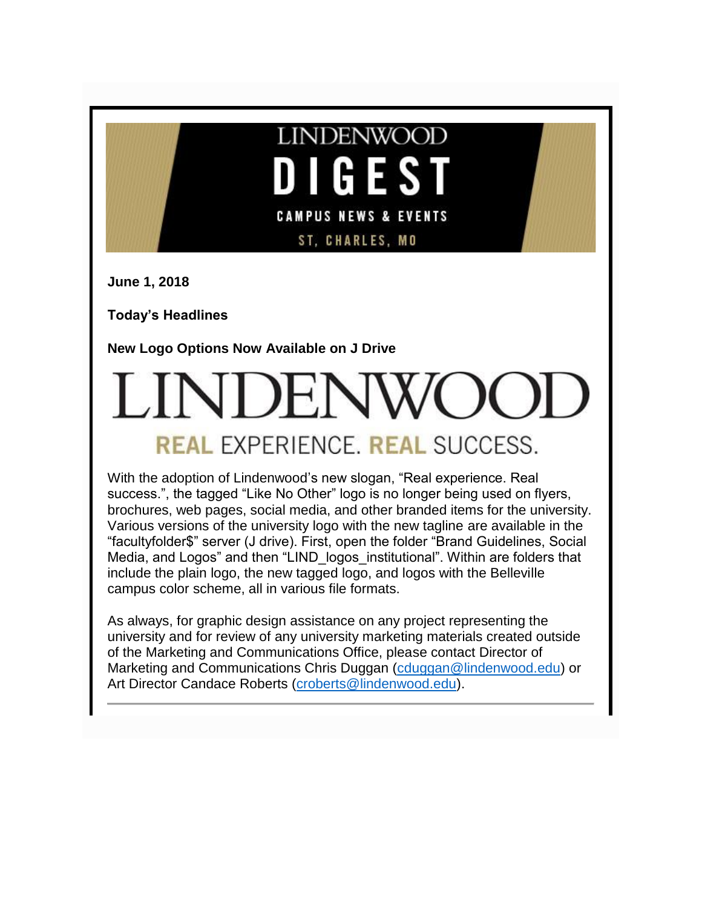LINDENWOOD

# DIGEST

CAMPUS NEWS & EVENTS

ST. CHARLES, MO

**June 1, 2018**

**Today's Headlines**

**New Logo Options Now Available on J Drive**

LINDENWOOD

REAL EXPERIENCE. REAL SUCCESS.

With the adoption of Lindenwood's new slogan, "Real experience. Real success.", the tagged "Like No Other" logo is no longer being used on flyers, brochures, web pages, social media, and other branded items for the university. Various versions of the university logo with the new tagline are available in the "facultyfolder$" server (J drive). First, open the folder "Brand Guidelines, Social Media, and Logos" and then "LIND_logos_institutional". Within are folders that include the plain logo, the new tagged logo, and logos with the Belleville campus color scheme, all in various file formats.

As always, for graphic design assistance on any project representing the university and for review of any university marketing materials created outside of the Marketing and Communications Office, please contact Director of Marketing and Communications Chris Duggan (cduggan@lindenwood.edu) or Art Director Candace Roberts (croberts@lindenwood.edu).

---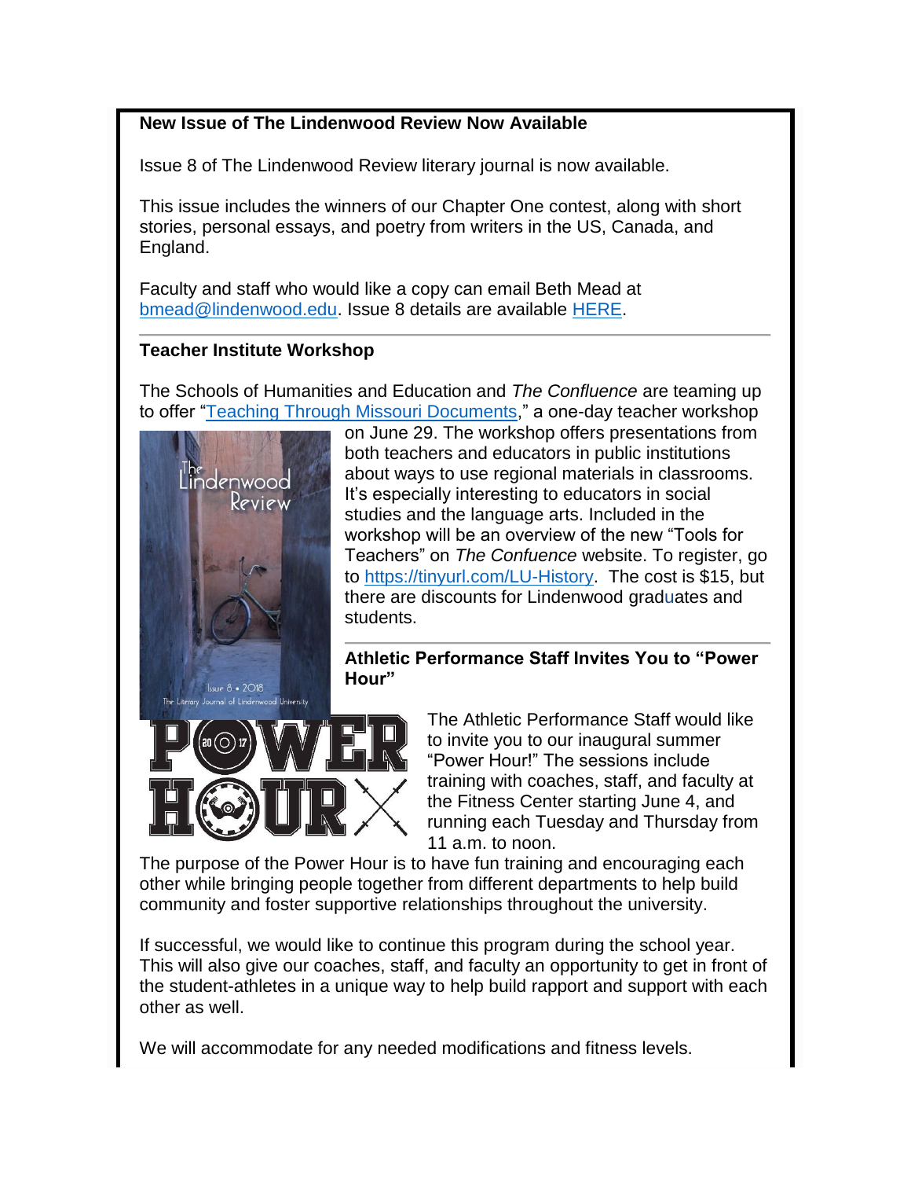**New Issue of The Lindenwood Review Now Available**

Issue 8 of The Lindenwood Review literary journal is now available.

This issue includes the winners of our Chapter One contest, along with short stories, personal essays, and poetry from writers in the US, Canada, and England.

Faculty and staff who would like a copy can email Beth Mead at bmead@lindenwood.edu. Issue 8 details are available HERE.

---

**Teacher Institute Workshop**

The Schools of Humanities and Education and *The Confluence* are teaming up to offer "Teaching Through Missouri Documents," a one-day teacher workshop on June 29. The workshop offers presentations from both teachers and educators in public institutions about ways to use regional materials in classrooms. It's especially interesting to educators in social studies and the language arts. Included in the workshop will be an overview of the new "Tools for Teachers" on *The Confuence* website. To register, go to https://tinyurl.com/LU-History. The cost is $15, but there are discounts for Lindenwood graduates and students.

---

**Athletic Performance Staff Invites You to "Power Hour"**

The Athletic Performance Staff would like to invite you to our inaugural summer "Power Hour!" The sessions include training with coaches, staff, and faculty at the Fitness Center starting June 4, and running each Tuesday and Thursday from 11 a.m. to noon.

The purpose of the Power Hour is to have fun training and encouraging each other while bringing people together from different departments to help build community and foster supportive relationships throughout the university.

If successful, we would like to continue this program during the school year. This will also give our coaches, staff, and faculty an opportunity to get in front of the student-athletes in a unique way to help build rapport and support with each other as well.

We will accommodate for any needed modifications and fitness levels.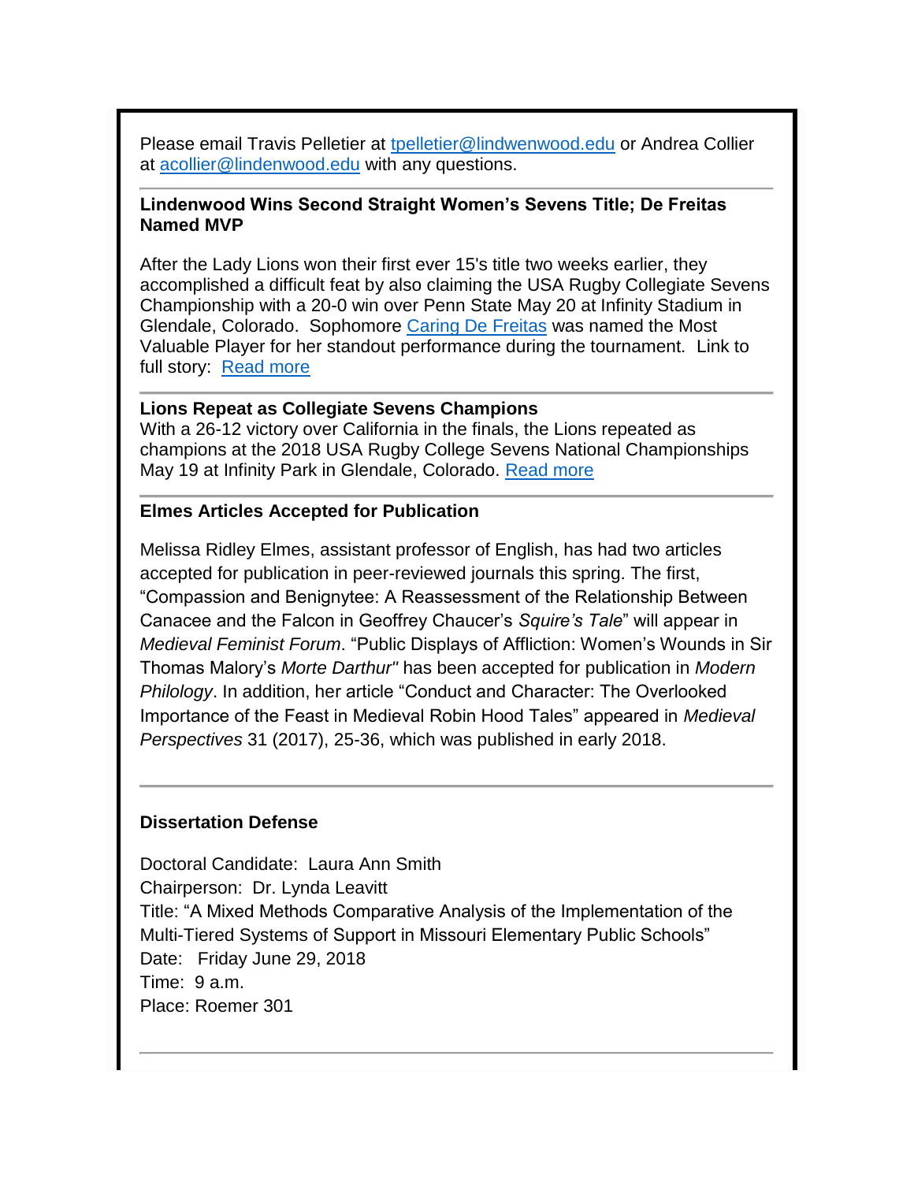Please email Travis Pelletier at [tpelletier@lindwenwood.edu](mailto:tpelletier@lindwenwood.edu) or Andrea Collier at [acollier@lindenwood.edu](mailto:acollier@lindenwood.edu) with any questions.

---

**Lindenwood Wins Second Straight Women's Sevens Title; De Freitas Named MVP**

After the Lady Lions won their first ever 15's title two weeks earlier, they accomplished a difficult feat by also claiming the USA Rugby Collegiate Sevens Championship with a 20-0 win over Penn State May 20 at Infinity Stadium in Glendale, Colorado. Sophomore Caring De Freitas was named the Most Valuable Player for her standout performance during the tournament. Link to full story: Read more

---

**Lions Repeat as Collegiate Sevens Champions**

With a 26-12 victory over California in the finals, the Lions repeated as champions at the 2018 USA Rugby College Sevens National Championships May 19 at Infinity Park in Glendale, Colorado. Read more

---

**Elmes Articles Accepted for Publication**

Melissa Ridley Elmes, assistant professor of English, has had two articles accepted for publication in peer-reviewed journals this spring. The first, "Compassion and Benignytee: A Reassessment of the Relationship Between Canacee and the Falcon in Geoffrey Chaucer's *Squire's Tale*" will appear in *Medieval Feminist Forum*. "Public Displays of Affliction: Women's Wounds in Sir Thomas Malory's *Morte Darthur"* has been accepted for publication in *Modern Philology*. In addition, her article "Conduct and Character: The Overlooked Importance of the Feast in Medieval Robin Hood Tales" appeared in *Medieval Perspectives* 31 (2017), 25-36, which was published in early 2018.

---

**Dissertation Defense**

Doctoral Candidate: Laura Ann Smith
Chairperson: Dr. Lynda Leavitt
Title: "A Mixed Methods Comparative Analysis of the Implementation of the Multi-Tiered Systems of Support in Missouri Elementary Public Schools"
Date: Friday June 29, 2018
Time: 9 a.m.
Place: Roemer 301

---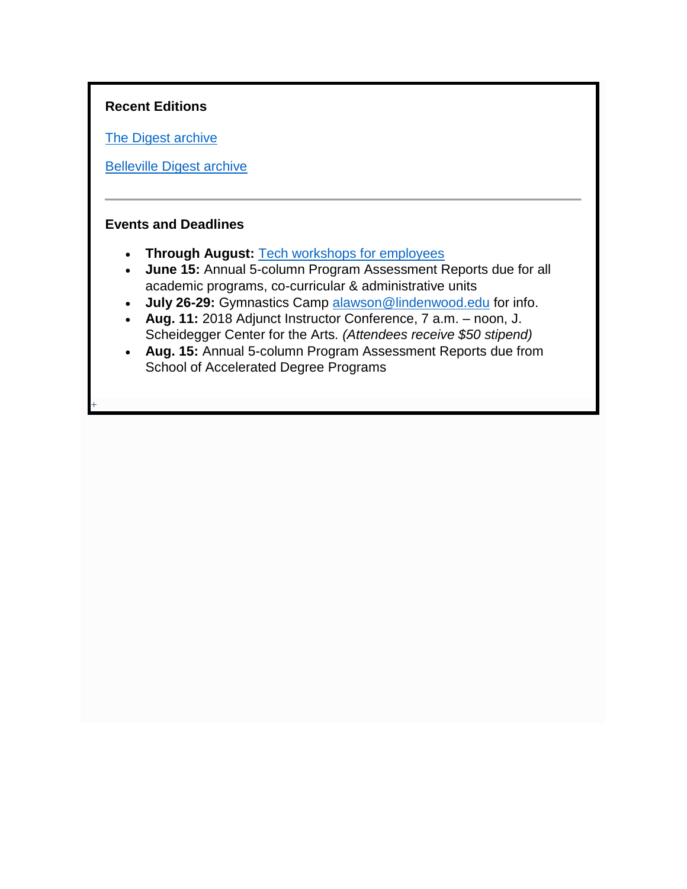**Recent Editions**

The Digest archive

Belleville Digest archive

---

**Events and Deadlines**

- **Through August:** Tech workshops for employees
- **June 15:** Annual 5-column Program Assessment Reports due for all academic programs, co-curricular & administrative units
- **July 26-29:** Gymnastics Camp alawson@lindenwood.edu for info.
- **Aug. 11:** 2018 Adjunct Instructor Conference, 7 a.m. – noon, J. Scheidegger Center for the Arts. *(Attendees receive $50 stipend)*
- **Aug. 15:** Annual 5-column Program Assessment Reports due from School of Accelerated Degree Programs